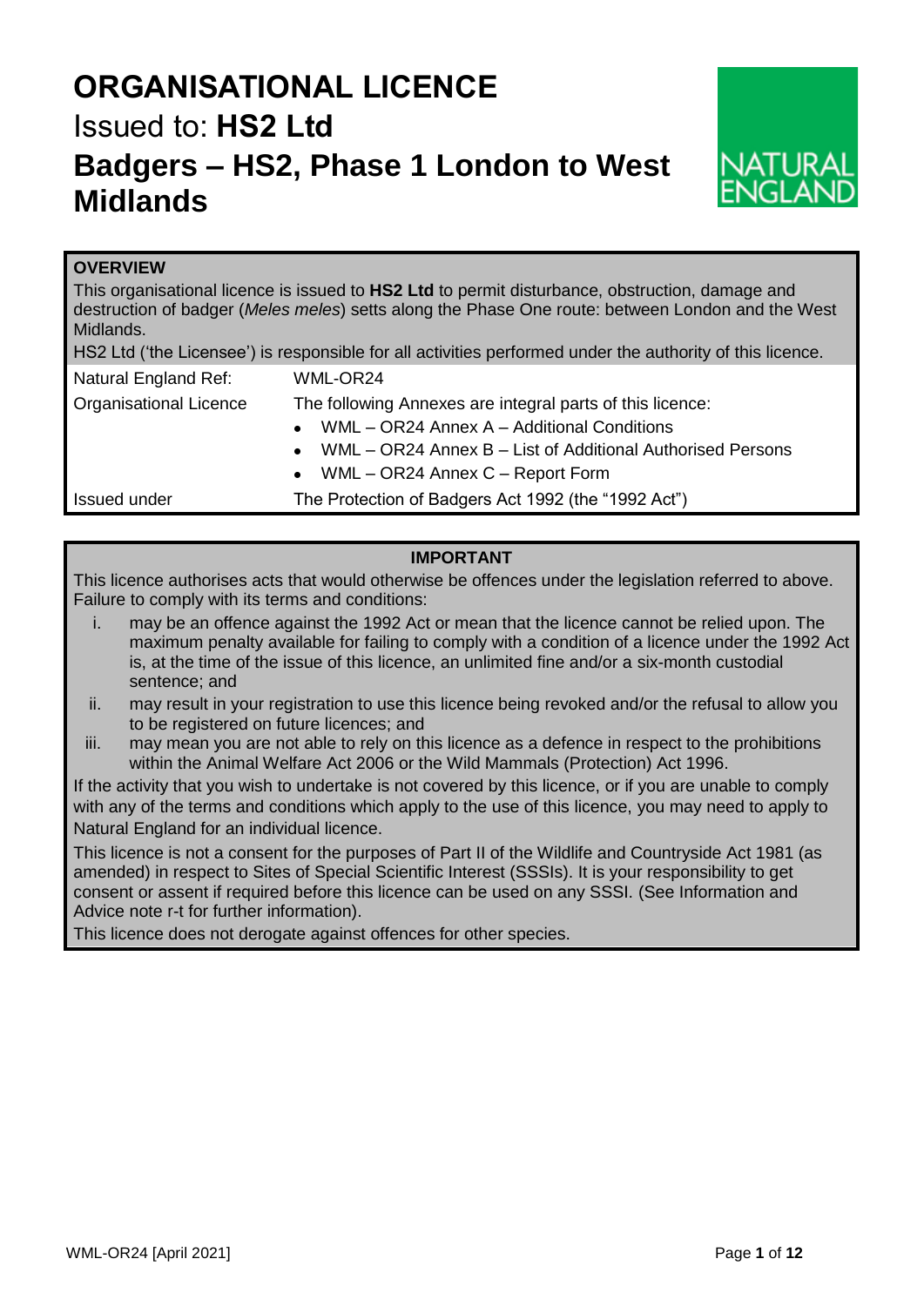# ORGANISATIONAL LICENCE

Issued to: **HS2 Ltd**

# Badgers – HS2, Phase 1 London to West Midlands

NATURAL ENGLAND

**OVERVIEW**

This organisational licence is issued to **HS2 Ltd** to permit disturbance, obstruction, damage and destruction of badger (*Meles meles*) setts along the Phase One route: between London and the West Midlands.

HS2 Ltd ('the Licensee') is responsible for all activities performed under the authority of this licence.

| | |
|---|---|
| Natural England Ref: | WML-OR24 |
| Organisational Licence | The following Annexes are integral parts of this licence:<br>• WML – OR24 Annex A – Additional Conditions<br>• WML – OR24 Annex B – List of Additional Authorised Persons<br>• WML – OR24 Annex C – Report Form |
| Issued under | The Protection of Badgers Act 1992 (the "1992 Act") |

**IMPORTANT**

This licence authorises acts that would otherwise be offences under the legislation referred to above. Failure to comply with its terms and conditions:

i. may be an offence against the 1992 Act or mean that the licence cannot be relied upon. The maximum penalty available for failing to comply with a condition of a licence under the 1992 Act is, at the time of the issue of this licence, an unlimited fine and/or a six-month custodial sentence; and

ii. may result in your registration to use this licence being revoked and/or the refusal to allow you to be registered on future licences; and

iii. may mean you are not able to rely on this licence as a defence in respect to the prohibitions within the Animal Welfare Act 2006 or the Wild Mammals (Protection) Act 1996.

If the activity that you wish to undertake is not covered by this licence, or if you are unable to comply with any of the terms and conditions which apply to the use of this licence, you may need to apply to Natural England for an individual licence.

This licence is not a consent for the purposes of Part II of the Wildlife and Countryside Act 1981 (as amended) in respect to Sites of Special Scientific Interest (SSSIs). It is your responsibility to get consent or assent if required before this licence can be used on any SSSI. (See Information and Advice note r-t for further information).

This licence does not derogate against offences for other species.

WML-OR24 [April 2021]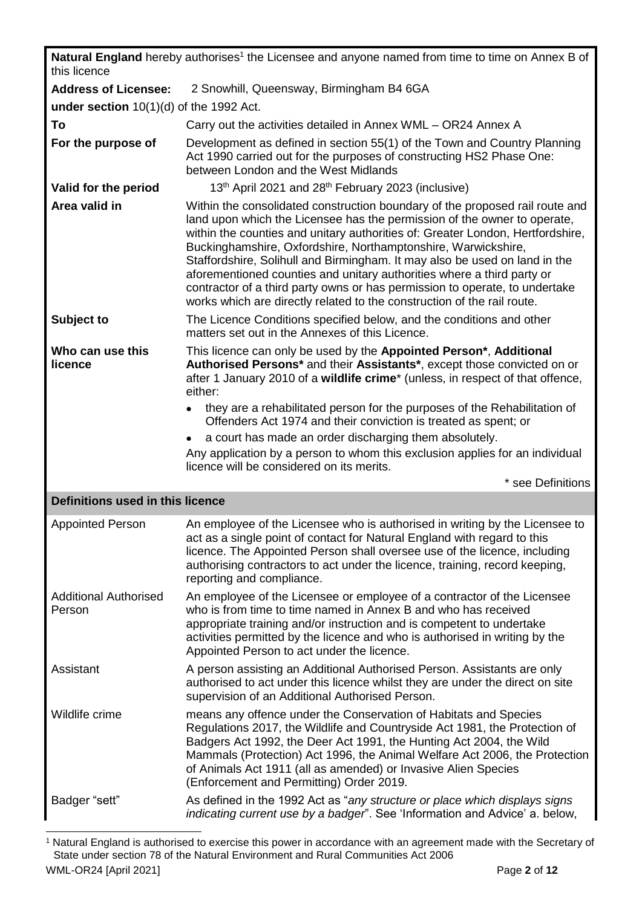**Natural England** hereby authorises[1] the Licensee and anyone named from time to time on Annex B of this licence

| | |
|---|---|
| **Address of Licensee:** | 2 Snowhill, Queensway, Birmingham B4 6GA |
| **under section** 10(1)(d) of the 1992 Act. | |
| **To** | Carry out the activities detailed in Annex WML – OR24 Annex A |
| **For the purpose of** | Development as defined in section 55(1) of the Town and Country Planning Act 1990 carried out for the purposes of constructing HS2 Phase One: between London and the West Midlands |
| **Valid for the period** | 13th April 2021 and 28th February 2023 (inclusive) |
| **Area valid in** | Within the consolidated construction boundary of the proposed rail route and land upon which the Licensee has the permission of the owner to operate, within the counties and unitary authorities of: Greater London, Hertfordshire, Buckinghamshire, Oxfordshire, Northamptonshire, Warwickshire, Staffordshire, Solihull and Birmingham. It may also be used on land in the aforementioned counties and unitary authorities where a third party or contractor of a third party owns or has permission to operate, to undertake works which are directly related to the construction of the rail route. |
| **Subject to** | The Licence Conditions specified below, and the conditions and other matters set out in the Annexes of this Licence. |
| **Who can use this licence** | This licence can only be used by the **Appointed Person\***, **Additional Authorised Persons\*** and their **Assistants\***, except those convicted on or after 1 January 2010 of a **wildlife crime**\* (unless, in respect of that offence, either: <br>• they are a rehabilitated person for the purposes of the Rehabilitation of Offenders Act 1974 and their conviction is treated as spent; or <br>• a court has made an order discharging them absolutely. <br>Any application by a person to whom this exclusion applies for an individual licence will be considered on its merits. <br>\* see Definitions |

## Definitions used in this licence

| | |
|---|---|
| Appointed Person | An employee of the Licensee who is authorised in writing by the Licensee to act as a single point of contact for Natural England with regard to this licence. The Appointed Person shall oversee use of the licence, including authorising contractors to act under the licence, training, record keeping, reporting and compliance. |
| Additional Authorised Person | An employee of the Licensee or employee of a contractor of the Licensee who is from time to time named in Annex B and who has received appropriate training and/or instruction and is competent to undertake activities permitted by the licence and who is authorised in writing by the Appointed Person to act under the licence. |
| Assistant | A person assisting an Additional Authorised Person. Assistants are only authorised to act under this licence whilst they are under the direct on site supervision of an Additional Authorised Person. |
| Wildlife crime | means any offence under the Conservation of Habitats and Species Regulations 2017, the Wildlife and Countryside Act 1981, the Protection of Badgers Act 1992, the Deer Act 1991, the Hunting Act 2004, the Wild Mammals (Protection) Act 1996, the Animal Welfare Act 2006, the Protection of Animals Act 1911 (all as amended) or Invasive Alien Species (Enforcement and Permitting) Order 2019. |
| Badger "sett" | As defined in the 1992 Act as "*any structure or place which displays signs indicating current use by a badger*". See 'Information and Advice' a. below, |

[1] Natural England is authorised to exercise this power in accordance with an agreement made with the Secretary of State under section 78 of the Natural Environment and Rural Communities Act 2006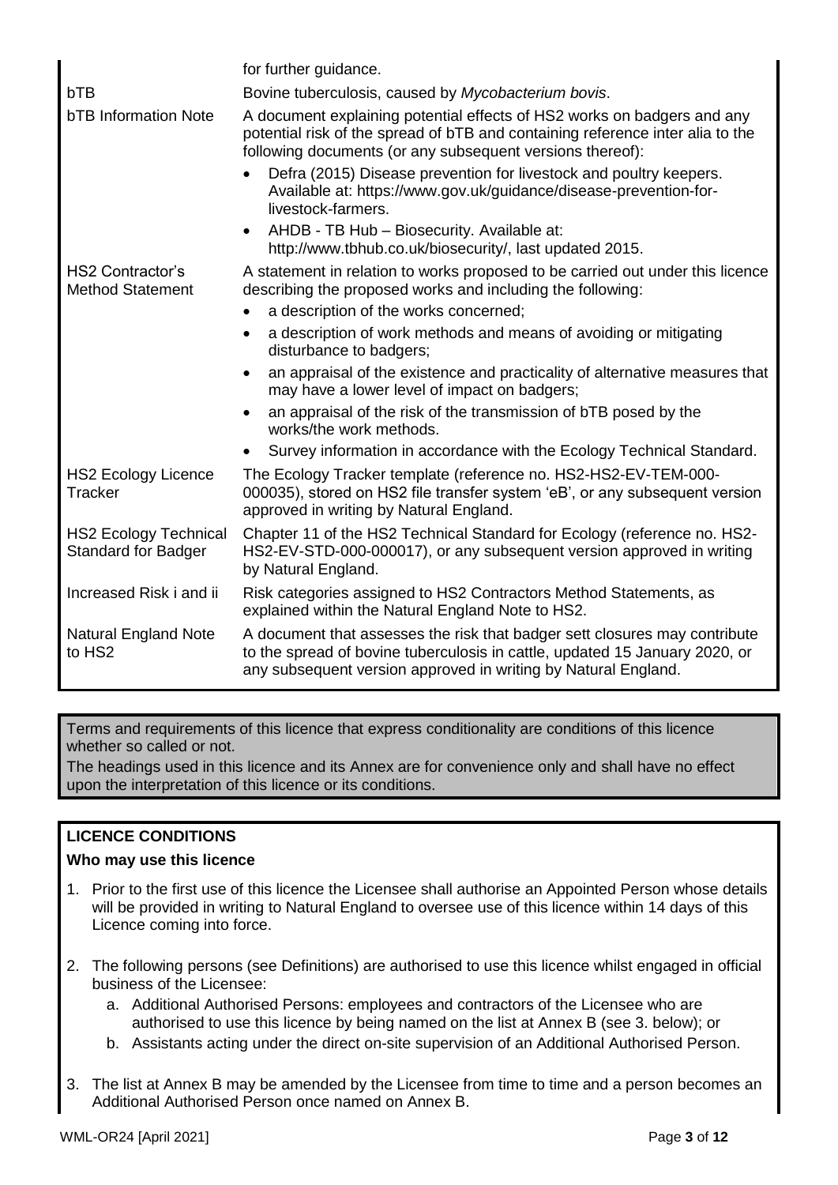| | |
|---|---|
| | for further guidance. |
| bTB | Bovine tuberculosis, caused by *Mycobacterium bovis*. |
| bTB Information Note | A document explaining potential effects of HS2 works on badgers and any potential risk of the spread of bTB and containing reference inter alia to the following documents (or any subsequent versions thereof): <br>• Defra (2015) Disease prevention for livestock and poultry keepers. Available at: https://www.gov.uk/guidance/disease-prevention-for-livestock-farmers. <br>• AHDB - TB Hub – Biosecurity. Available at: http://www.tbhub.co.uk/biosecurity/, last updated 2015. |
| HS2 Contractor's Method Statement | A statement in relation to works proposed to be carried out under this licence describing the proposed works and including the following: <br>• a description of the works concerned; <br>• a description of work methods and means of avoiding or mitigating disturbance to badgers; <br>• an appraisal of the existence and practicality of alternative measures that may have a lower level of impact on badgers; <br>• an appraisal of the risk of the transmission of bTB posed by the works/the work methods. <br>• Survey information in accordance with the Ecology Technical Standard. |
| HS2 Ecology Licence Tracker | The Ecology Tracker template (reference no. HS2-HS2-EV-TEM-000-000035), stored on HS2 file transfer system 'eB', or any subsequent version approved in writing by Natural England. |
| HS2 Ecology Technical Standard for Badger | Chapter 11 of the HS2 Technical Standard for Ecology (reference no. HS2-HS2-EV-STD-000-000017), or any subsequent version approved in writing by Natural England. |
| Increased Risk i and ii | Risk categories assigned to HS2 Contractors Method Statements, as explained within the Natural England Note to HS2. |
| Natural England Note to HS2 | A document that assesses the risk that badger sett closures may contribute to the spread of bovine tuberculosis in cattle, updated 15 January 2020, or any subsequent version approved in writing by Natural England. |

Terms and requirements of this licence that express conditionality are conditions of this licence whether so called or not.

The headings used in this licence and its Annex are for convenience only and shall have no effect upon the interpretation of this licence or its conditions.

## LICENCE CONDITIONS

### Who may use this licence

1. Prior to the first use of this licence the Licensee shall authorise an Appointed Person whose details will be provided in writing to Natural England to oversee use of this licence within 14 days of this Licence coming into force.

2. The following persons (see Definitions) are authorised to use this licence whilst engaged in official business of the Licensee:
   a. Additional Authorised Persons: employees and contractors of the Licensee who are authorised to use this licence by being named on the list at Annex B (see 3. below); or
   b. Assistants acting under the direct on-site supervision of an Additional Authorised Person.

3. The list at Annex B may be amended by the Licensee from time to time and a person becomes an Additional Authorised Person once named on Annex B.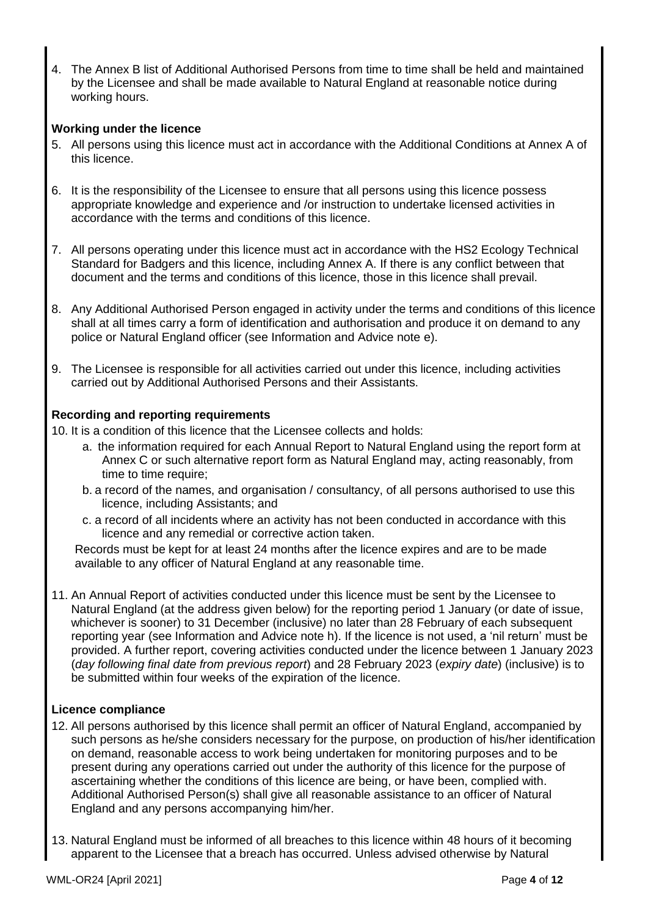4. The Annex B list of Additional Authorised Persons from time to time shall be held and maintained by the Licensee and shall be made available to Natural England at reasonable notice during working hours.

**Working under the licence**

5. All persons using this licence must act in accordance with the Additional Conditions at Annex A of this licence.

6. It is the responsibility of the Licensee to ensure that all persons using this licence possess appropriate knowledge and experience and /or instruction to undertake licensed activities in accordance with the terms and conditions of this licence.

7. All persons operating under this licence must act in accordance with the HS2 Ecology Technical Standard for Badgers and this licence, including Annex A. If there is any conflict between that document and the terms and conditions of this licence, those in this licence shall prevail.

8. Any Additional Authorised Person engaged in activity under the terms and conditions of this licence shall at all times carry a form of identification and authorisation and produce it on demand to any police or Natural England officer (see Information and Advice note e).

9. The Licensee is responsible for all activities carried out under this licence, including activities carried out by Additional Authorised Persons and their Assistants.

**Recording and reporting requirements**

10. It is a condition of this licence that the Licensee collects and holds:
    a. the information required for each Annual Report to Natural England using the report form at Annex C or such alternative report form as Natural England may, acting reasonably, from time to time require;
    b. a record of the names, and organisation / consultancy, of all persons authorised to use this licence, including Assistants; and
    c. a record of all incidents where an activity has not been conducted in accordance with this licence and any remedial or corrective action taken.

    Records must be kept for at least 24 months after the licence expires and are to be made available to any officer of Natural England at any reasonable time.

11. An Annual Report of activities conducted under this licence must be sent by the Licensee to Natural England (at the address given below) for the reporting period 1 January (or date of issue, whichever is sooner) to 31 December (inclusive) no later than 28 February of each subsequent reporting year (see Information and Advice note h). If the licence is not used, a 'nil return' must be provided. A further report, covering activities conducted under the licence between 1 January 2023 (*day following final date from previous report*) and 28 February 2023 (*expiry date*) (inclusive) is to be submitted within four weeks of the expiration of the licence.

**Licence compliance**

12. All persons authorised by this licence shall permit an officer of Natural England, accompanied by such persons as he/she considers necessary for the purpose, on production of his/her identification on demand, reasonable access to work being undertaken for monitoring purposes and to be present during any operations carried out under the authority of this licence for the purpose of ascertaining whether the conditions of this licence are being, or have been, complied with. Additional Authorised Person(s) shall give all reasonable assistance to an officer of Natural England and any persons accompanying him/her.

13. Natural England must be informed of all breaches to this licence within 48 hours of it becoming apparent to the Licensee that a breach has occurred. Unless advised otherwise by Natural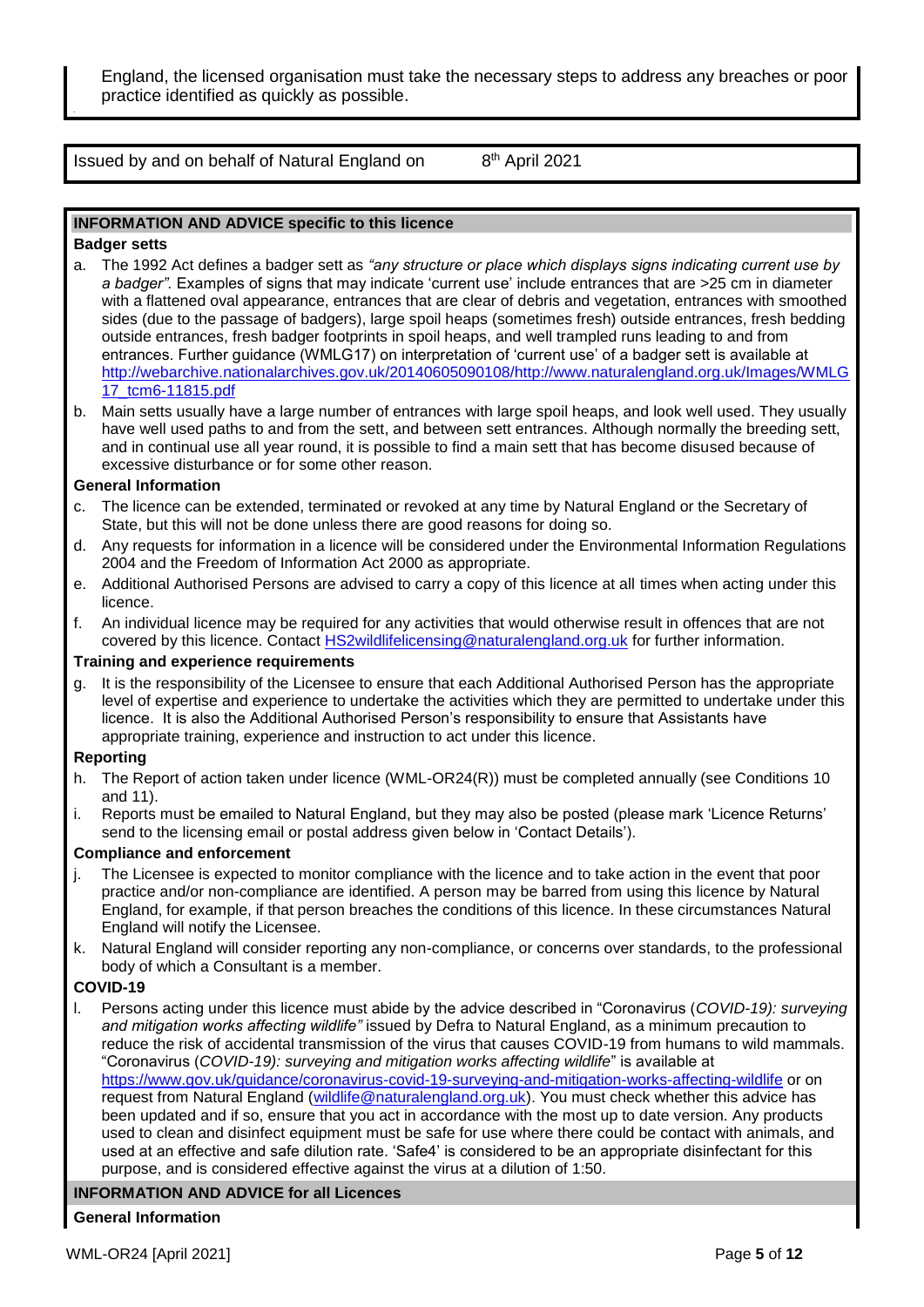England, the licensed organisation must take the necessary steps to address any breaches or poor practice identified as quickly as possible.

Issued by and on behalf of Natural England on 8th April 2021

### INFORMATION AND ADVICE specific to this licence

**Badger setts**

a. The 1992 Act defines a badger sett as *"any structure or place which displays signs indicating current use by a badger".* Examples of signs that may indicate 'current use' include entrances that are >25 cm in diameter with a flattened oval appearance, entrances that are clear of debris and vegetation, entrances with smoothed sides (due to the passage of badgers), large spoil heaps (sometimes fresh) outside entrances, fresh bedding outside entrances, fresh badger footprints in spoil heaps, and well trampled runs leading to and from entrances. Further guidance (WMLG17) on interpretation of 'current use' of a badger sett is available at http://webarchive.nationalarchives.gov.uk/20140605090108/http://www.naturalengland.org.uk/Images/WMLG17_tcm6-11815.pdf

b. Main setts usually have a large number of entrances with large spoil heaps, and look well used. They usually have well used paths to and from the sett, and between sett entrances. Although normally the breeding sett, and in continual use all year round, it is possible to find a main sett that has become disused because of excessive disturbance or for some other reason.

**General Information**

c. The licence can be extended, terminated or revoked at any time by Natural England or the Secretary of State, but this will not be done unless there are good reasons for doing so.

d. Any requests for information in a licence will be considered under the Environmental Information Regulations 2004 and the Freedom of Information Act 2000 as appropriate.

e. Additional Authorised Persons are advised to carry a copy of this licence at all times when acting under this licence.

f. An individual licence may be required for any activities that would otherwise result in offences that are not covered by this licence. Contact HS2wildlifelicensing@naturalengland.org.uk for further information.

**Training and experience requirements**

g. It is the responsibility of the Licensee to ensure that each Additional Authorised Person has the appropriate level of expertise and experience to undertake the activities which they are permitted to undertake under this licence. It is also the Additional Authorised Person's responsibility to ensure that Assistants have appropriate training, experience and instruction to act under this licence.

**Reporting**

h. The Report of action taken under licence (WML-OR24(R)) must be completed annually (see Conditions 10 and 11).

i. Reports must be emailed to Natural England, but they may also be posted (please mark 'Licence Returns' send to the licensing email or postal address given below in 'Contact Details').

**Compliance and enforcement**

j. The Licensee is expected to monitor compliance with the licence and to take action in the event that poor practice and/or non-compliance are identified. A person may be barred from using this licence by Natural England, for example, if that person breaches the conditions of this licence. In these circumstances Natural England will notify the Licensee.

k. Natural England will consider reporting any non-compliance, or concerns over standards, to the professional body of which a Consultant is a member.

**COVID-19**

l. Persons acting under this licence must abide by the advice described in "Coronavirus (*COVID-19): surveying and mitigation works affecting wildlife"* issued by Defra to Natural England, as a minimum precaution to reduce the risk of accidental transmission of the virus that causes COVID-19 from humans to wild mammals. "Coronavirus (*COVID-19): surveying and mitigation works affecting wildlife*" is available at https://www.gov.uk/guidance/coronavirus-covid-19-surveying-and-mitigation-works-affecting-wildlife or on request from Natural England (wildlife@naturalengland.org.uk). You must check whether this advice has been updated and if so, ensure that you act in accordance with the most up to date version. Any products used to clean and disinfect equipment must be safe for use where there could be contact with animals, and used at an effective and safe dilution rate. 'Safe4' is considered to be an appropriate disinfectant for this purpose, and is considered effective against the virus at a dilution of 1:50.

### INFORMATION AND ADVICE for all Licences

**General Information**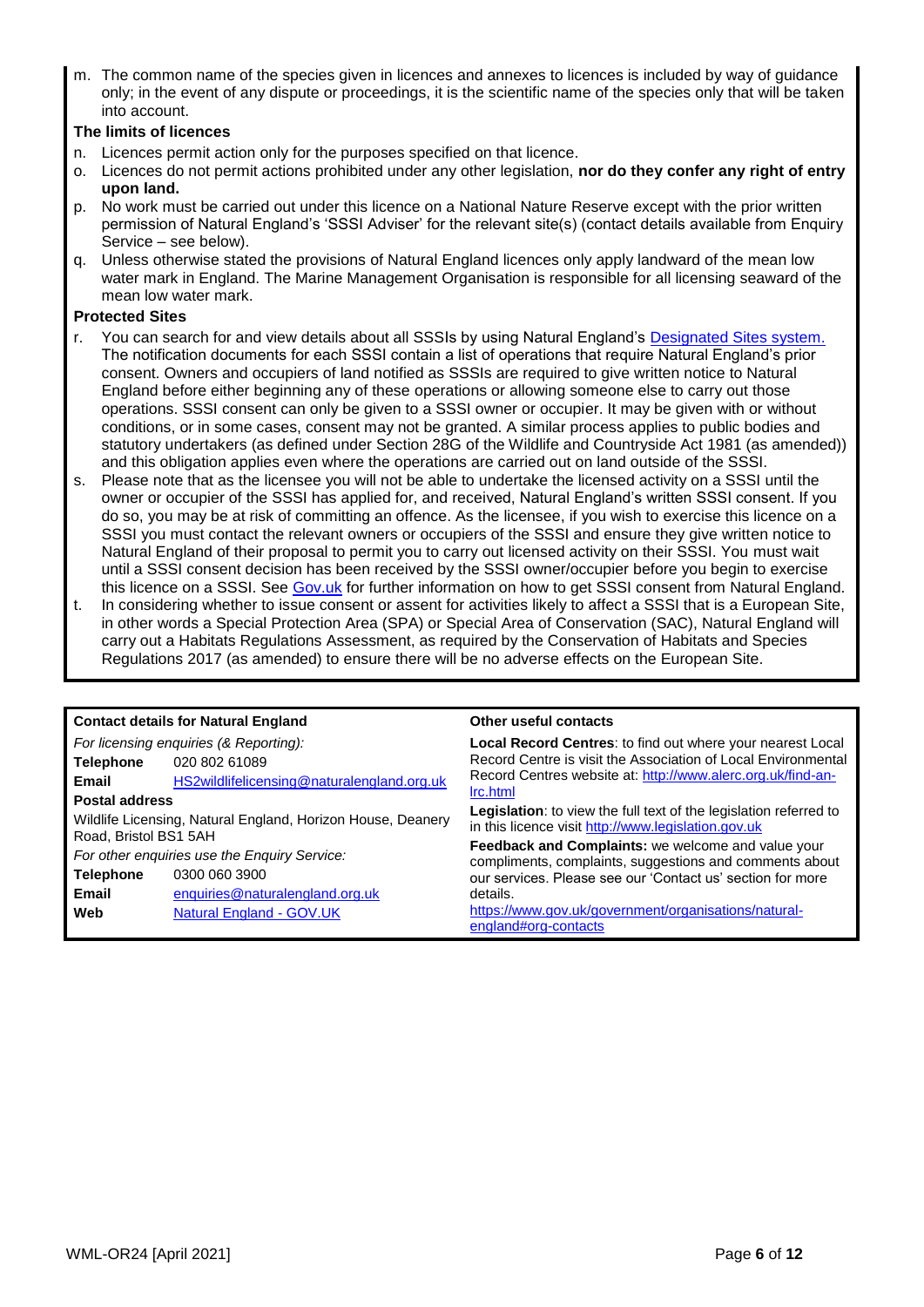m. The common name of the species given in licences and annexes to licences is included by way of guidance only; in the event of any dispute or proceedings, it is the scientific name of the species only that will be taken into account.

**The limits of licences**

n. Licences permit action only for the purposes specified on that licence.

o. Licences do not permit actions prohibited under any other legislation, **nor do they confer any right of entry upon land.**

p. No work must be carried out under this licence on a National Nature Reserve except with the prior written permission of Natural England's 'SSSI Adviser' for the relevant site(s) (contact details available from Enquiry Service – see below).

q. Unless otherwise stated the provisions of Natural England licences only apply landward of the mean low water mark in England. The Marine Management Organisation is responsible for all licensing seaward of the mean low water mark.

**Protected Sites**

r. You can search for and view details about all SSSIs by using Natural England's [Designated Sites system.](Designated Sites system.) The notification documents for each SSSI contain a list of operations that require Natural England's prior consent. Owners and occupiers of land notified as SSSIs are required to give written notice to Natural England before either beginning any of these operations or allowing someone else to carry out those operations. SSSI consent can only be given to a SSSI owner or occupier. It may be given with or without conditions, or in some cases, consent may not be granted. A similar process applies to public bodies and statutory undertakers (as defined under Section 28G of the Wildlife and Countryside Act 1981 (as amended)) and this obligation applies even where the operations are carried out on land outside of the SSSI.

s. Please note that as the licensee you will not be able to undertake the licensed activity on a SSSI until the owner or occupier of the SSSI has applied for, and received, Natural England's written SSSI consent. If you do so, you may be at risk of committing an offence. As the licensee, if you wish to exercise this licence on a SSSI you must contact the relevant owners or occupiers of the SSSI and ensure they give written notice to Natural England of their proposal to permit you to carry out licensed activity on their SSSI. You must wait until a SSSI consent decision has been received by the SSSI owner/occupier before you begin to exercise this licence on a SSSI. See Gov.uk for further information on how to get SSSI consent from Natural England.

t. In considering whether to issue consent or assent for activities likely to affect a SSSI that is a European Site, in other words a Special Protection Area (SPA) or Special Area of Conservation (SAC), Natural England will carry out a Habitats Regulations Assessment, as required by the Conservation of Habitats and Species Regulations 2017 (as amended) to ensure there will be no adverse effects on the European Site.

**Contact details for Natural England**

*For licensing enquiries (& Reporting):*

**Telephone** 020 802 61089

**Email** HS2wildlifelicensing@naturalengland.org.uk

**Postal address**

Wildlife Licensing, Natural England, Horizon House, Deanery Road, Bristol BS1 5AH

*For other enquiries use the Enquiry Service:*

**Telephone** 0300 060 3900

**Email** enquiries@naturalengland.org.uk

**Web** Natural England - GOV.UK

**Other useful contacts**

**Local Record Centres**: to find out where your nearest Local Record Centre is visit the Association of Local Environmental Record Centres website at: http://www.alerc.org.uk/find-an-lrc.html

**Legislation**: to view the full text of the legislation referred to in this licence visit http://www.legislation.gov.uk

**Feedback and Complaints:** we welcome and value your compliments, complaints, suggestions and comments about our services. Please see our 'Contact us' section for more details.
https://www.gov.uk/government/organisations/natural-england#org-contacts

WML-OR24 [April 2021]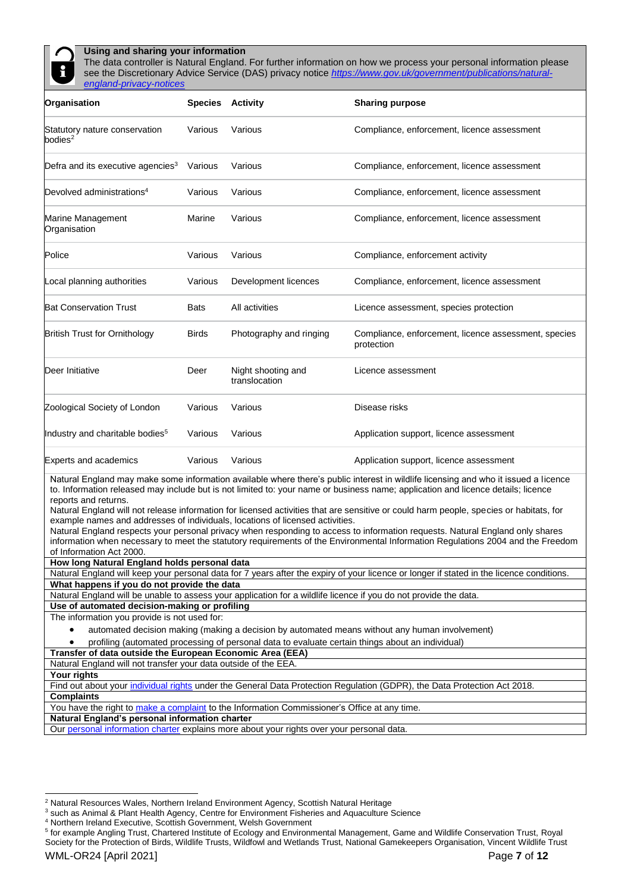**Using and sharing your information**

The data controller is Natural England. For further information on how we process your personal information please see the Discretionary Advice Service (DAS) privacy notice *https://www.gov.uk/government/publications/natural-england-privacy-notices*

| Organisation | Species | Activity | Sharing purpose |
|---|---|---|---|
| Statutory nature conservation bodies[2] | Various | Various | Compliance, enforcement, licence assessment |
| Defra and its executive agencies[3] | Various | Various | Compliance, enforcement, licence assessment |
| Devolved administrations[4] | Various | Various | Compliance, enforcement, licence assessment |
| Marine Management Organisation | Marine | Various | Compliance, enforcement, licence assessment |
| Police | Various | Various | Compliance, enforcement activity |
| Local planning authorities | Various | Development licences | Compliance, enforcement, licence assessment |
| Bat Conservation Trust | Bats | All activities | Licence assessment, species protection |
| British Trust for Ornithology | Birds | Photography and ringing | Compliance, enforcement, licence assessment, species protection |
| Deer Initiative | Deer | Night shooting and translocation | Licence assessment |
| Zoological Society of London | Various | Various | Disease risks |
| Industry and charitable bodies[5] | Various | Various | Application support, licence assessment |
| Experts and academics | Various | Various | Application support, licence assessment |

Natural England may make some information available where there's public interest in wildlife licensing and who it issued a licence to. Information released may include but is not limited to: your name or business name; application and licence details; licence reports and returns.

Natural England will not release information for licensed activities that are sensitive or could harm people, species or habitats, for example names and addresses of individuals, locations of licensed activities.

Natural England respects your personal privacy when responding to access to information requests. Natural England only shares information when necessary to meet the statutory requirements of the Environmental Information Regulations 2004 and the Freedom of Information Act 2000.

**How long Natural England holds personal data**

Natural England will keep your personal data for 7 years after the expiry of your licence or longer if stated in the licence conditions.

**What happens if you do not provide the data**

Natural England will be unable to assess your application for a wildlife licence if you do not provide the data.

**Use of automated decision-making or profiling**

The information you provide is not used for:

- automated decision making (making a decision by automated means without any human involvement)
- profiling (automated processing of personal data to evaluate certain things about an individual)

**Transfer of data outside the European Economic Area (EEA)**

Natural England will not transfer your data outside of the EEA.

**Your rights**

Find out about your individual rights under the General Data Protection Regulation (GDPR), the Data Protection Act 2018.

**Complaints**

You have the right to make a complaint to the Information Commissioner's Office at any time.

**Natural England's personal information charter**

Our personal information charter explains more about your rights over your personal data.

---

[2] Natural Resources Wales, Northern Ireland Environment Agency, Scottish Natural Heritage

[3] such as Animal & Plant Health Agency, Centre for Environment Fisheries and Aquaculture Science

[4] Northern Ireland Executive, Scottish Government, Welsh Government

[5] for example Angling Trust, Chartered Institute of Ecology and Environmental Management, Game and Wildlife Conservation Trust, Royal Society for the Protection of Birds, Wildlife Trusts, Wildfowl and Wetlands Trust, National Gamekeepers Organisation, Vincent Wildlife Trust

WML-OR24 [April 2021]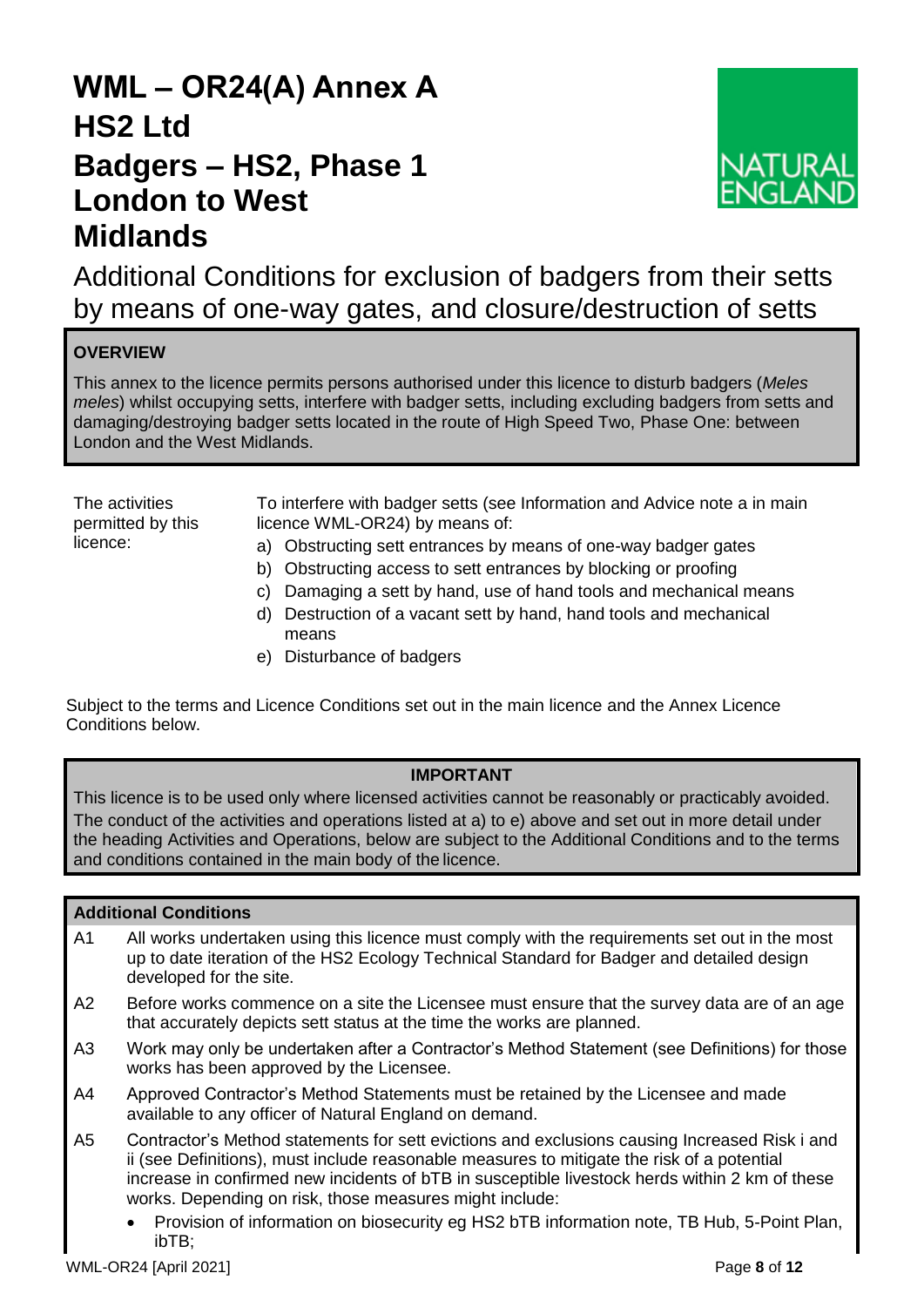# WML – OR24(A) Annex A
# HS2 Ltd
# Badgers – HS2, Phase 1 London to West Midlands

## Additional Conditions for exclusion of badgers from their setts by means of one-way gates, and closure/destruction of setts

**OVERVIEW**

This annex to the licence permits persons authorised under this licence to disturb badgers (*Meles meles*) whilst occupying setts, interfere with badger setts, including excluding badgers from setts and damaging/destroying badger setts located in the route of High Speed Two, Phase One: between London and the West Midlands.

| The activities permitted by this licence: | To interfere with badger setts (see Information and Advice note a in main licence WML-OR24) by means of:<br>a) Obstructing sett entrances by means of one-way badger gates<br>b) Obstructing access to sett entrances by blocking or proofing<br>c) Damaging a sett by hand, use of hand tools and mechanical means<br>d) Destruction of a vacant sett by hand, hand tools and mechanical means<br>e) Disturbance of badgers |
|---|---|

Subject to the terms and Licence Conditions set out in the main licence and the Annex Licence Conditions below.

**IMPORTANT**

This licence is to be used only where licensed activities cannot be reasonably or practicably avoided. The conduct of the activities and operations listed at a) to e) above and set out in more detail under the heading Activities and Operations, below are subject to the Additional Conditions and to the terms and conditions contained in the main body of the licence.

**Additional Conditions**

| | |
|---|---|
| A1 | All works undertaken using this licence must comply with the requirements set out in the most up to date iteration of the HS2 Ecology Technical Standard for Badger and detailed design developed for the site. |
| A2 | Before works commence on a site the Licensee must ensure that the survey data are of an age that accurately depicts sett status at the time the works are planned. |
| A3 | Work may only be undertaken after a Contractor's Method Statement (see Definitions) for those works has been approved by the Licensee. |
| A4 | Approved Contractor's Method Statements must be retained by the Licensee and made available to any officer of Natural England on demand. |
| A5 | Contractor's Method statements for sett evictions and exclusions causing Increased Risk i and ii (see Definitions), must include reasonable measures to mitigate the risk of a potential increase in confirmed new incidents of bTB in susceptible livestock herds within 2 km of these works. Depending on risk, those measures might include:<br>• Provision of information on biosecurity eg HS2 bTB information note, TB Hub, 5-Point Plan, ibTB; |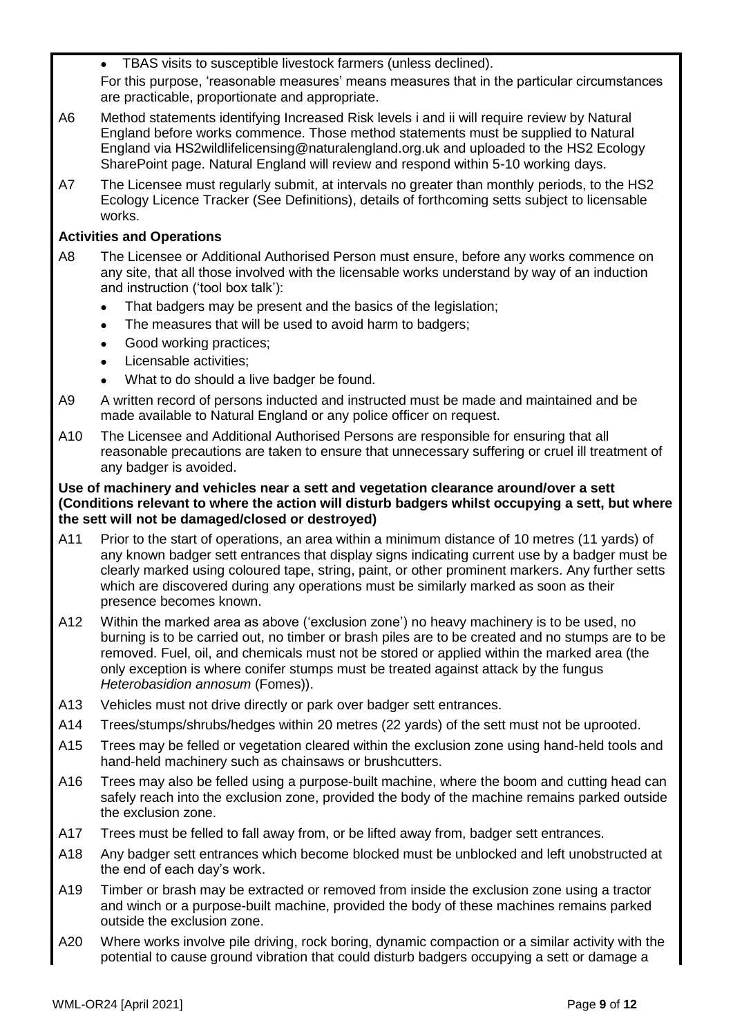- TBAS visits to susceptible livestock farmers (unless declined).

For this purpose, 'reasonable measures' means measures that in the particular circumstances are practicable, proportionate and appropriate.

A6 Method statements identifying Increased Risk levels i and ii will require review by Natural England before works commence. Those method statements must be supplied to Natural England via HS2wildlifelicensing@naturalengland.org.uk and uploaded to the HS2 Ecology SharePoint page. Natural England will review and respond within 5-10 working days.

A7 The Licensee must regularly submit, at intervals no greater than monthly periods, to the HS2 Ecology Licence Tracker (See Definitions), details of forthcoming setts subject to licensable works.

**Activities and Operations**

A8 The Licensee or Additional Authorised Person must ensure, before any works commence on any site, that all those involved with the licensable works understand by way of an induction and instruction ('tool box talk'):

- That badgers may be present and the basics of the legislation;
- The measures that will be used to avoid harm to badgers;
- Good working practices;
- Licensable activities;
- What to do should a live badger be found.

A9 A written record of persons inducted and instructed must be made and maintained and be made available to Natural England or any police officer on request.

A10 The Licensee and Additional Authorised Persons are responsible for ensuring that all reasonable precautions are taken to ensure that unnecessary suffering or cruel ill treatment of any badger is avoided.

**Use of machinery and vehicles near a sett and vegetation clearance around/over a sett (Conditions relevant to where the action will disturb badgers whilst occupying a sett, but where the sett will not be damaged/closed or destroyed)**

A11 Prior to the start of operations, an area within a minimum distance of 10 metres (11 yards) of any known badger sett entrances that display signs indicating current use by a badger must be clearly marked using coloured tape, string, paint, or other prominent markers. Any further setts which are discovered during any operations must be similarly marked as soon as their presence becomes known.

A12 Within the marked area as above ('exclusion zone') no heavy machinery is to be used, no burning is to be carried out, no timber or brash piles are to be created and no stumps are to be removed. Fuel, oil, and chemicals must not be stored or applied within the marked area (the only exception is where conifer stumps must be treated against attack by the fungus *Heterobasidion annosum* (Fomes)).

A13 Vehicles must not drive directly or park over badger sett entrances.

A14 Trees/stumps/shrubs/hedges within 20 metres (22 yards) of the sett must not be uprooted.

A15 Trees may be felled or vegetation cleared within the exclusion zone using hand-held tools and hand-held machinery such as chainsaws or brushcutters.

A16 Trees may also be felled using a purpose-built machine, where the boom and cutting head can safely reach into the exclusion zone, provided the body of the machine remains parked outside the exclusion zone.

A17 Trees must be felled to fall away from, or be lifted away from, badger sett entrances.

A18 Any badger sett entrances which become blocked must be unblocked and left unobstructed at the end of each day's work.

A19 Timber or brash may be extracted or removed from inside the exclusion zone using a tractor and winch or a purpose-built machine, provided the body of these machines remains parked outside the exclusion zone.

A20 Where works involve pile driving, rock boring, dynamic compaction or a similar activity with the potential to cause ground vibration that could disturb badgers occupying a sett or damage a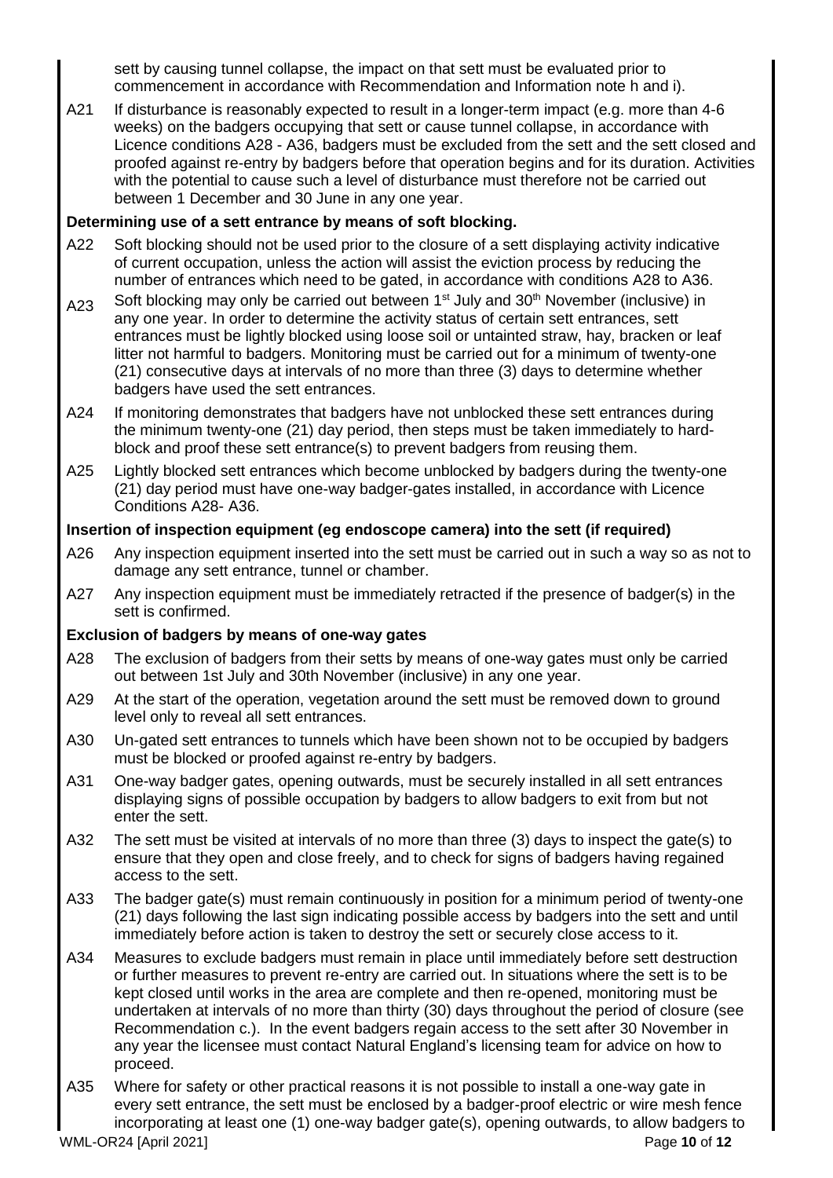sett by causing tunnel collapse, the impact on that sett must be evaluated prior to commencement in accordance with Recommendation and Information note h and i).

A21 If disturbance is reasonably expected to result in a longer-term impact (e.g. more than 4-6 weeks) on the badgers occupying that sett or cause tunnel collapse, in accordance with Licence conditions A28 - A36, badgers must be excluded from the sett and the sett closed and proofed against re-entry by badgers before that operation begins and for its duration. Activities with the potential to cause such a level of disturbance must therefore not be carried out between 1 December and 30 June in any one year.

**Determining use of a sett entrance by means of soft blocking.**

A22 Soft blocking should not be used prior to the closure of a sett displaying activity indicative of current occupation, unless the action will assist the eviction process by reducing the number of entrances which need to be gated, in accordance with conditions A28 to A36.

A23 Soft blocking may only be carried out between 1st July and 30th November (inclusive) in any one year. In order to determine the activity status of certain sett entrances, sett entrances must be lightly blocked using loose soil or untainted straw, hay, bracken or leaf litter not harmful to badgers. Monitoring must be carried out for a minimum of twenty-one (21) consecutive days at intervals of no more than three (3) days to determine whether badgers have used the sett entrances.

A24 If monitoring demonstrates that badgers have not unblocked these sett entrances during the minimum twenty-one (21) day period, then steps must be taken immediately to hard-block and proof these sett entrance(s) to prevent badgers from reusing them.

A25 Lightly blocked sett entrances which become unblocked by badgers during the twenty-one (21) day period must have one-way badger-gates installed, in accordance with Licence Conditions A28- A36.

**Insertion of inspection equipment (eg endoscope camera) into the sett (if required)**

A26 Any inspection equipment inserted into the sett must be carried out in such a way so as not to damage any sett entrance, tunnel or chamber.

A27 Any inspection equipment must be immediately retracted if the presence of badger(s) in the sett is confirmed.

**Exclusion of badgers by means of one-way gates**

A28 The exclusion of badgers from their setts by means of one-way gates must only be carried out between 1st July and 30th November (inclusive) in any one year.

A29 At the start of the operation, vegetation around the sett must be removed down to ground level only to reveal all sett entrances.

A30 Un-gated sett entrances to tunnels which have been shown not to be occupied by badgers must be blocked or proofed against re-entry by badgers.

A31 One-way badger gates, opening outwards, must be securely installed in all sett entrances displaying signs of possible occupation by badgers to allow badgers to exit from but not enter the sett.

A32 The sett must be visited at intervals of no more than three (3) days to inspect the gate(s) to ensure that they open and close freely, and to check for signs of badgers having regained access to the sett.

A33 The badger gate(s) must remain continuously in position for a minimum period of twenty-one (21) days following the last sign indicating possible access by badgers into the sett and until immediately before action is taken to destroy the sett or securely close access to it.

A34 Measures to exclude badgers must remain in place until immediately before sett destruction or further measures to prevent re-entry are carried out. In situations where the sett is to be kept closed until works in the area are complete and then re-opened, monitoring must be undertaken at intervals of no more than thirty (30) days throughout the period of closure (see Recommendation c.). In the event badgers regain access to the sett after 30 November in any year the licensee must contact Natural England's licensing team for advice on how to proceed.

A35 Where for safety or other practical reasons it is not possible to install a one-way gate in every sett entrance, the sett must be enclosed by a badger-proof electric or wire mesh fence incorporating at least one (1) one-way badger gate(s), opening outwards, to allow badgers to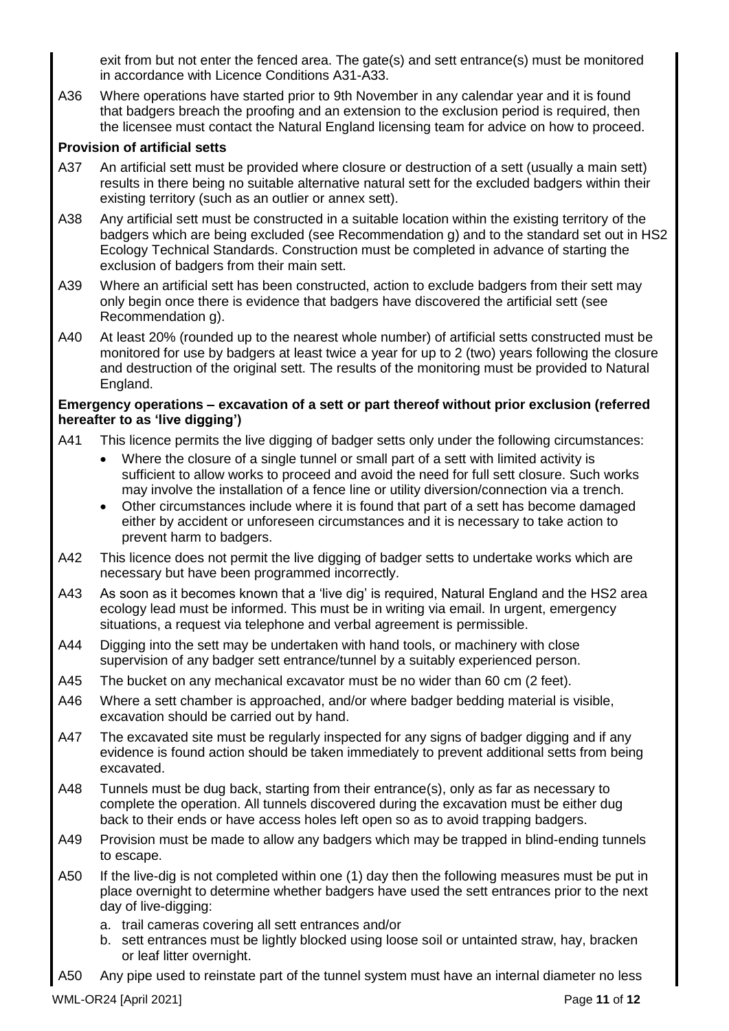exit from but not enter the fenced area. The gate(s) and sett entrance(s) must be monitored in accordance with Licence Conditions A31-A33.

A36 Where operations have started prior to 9th November in any calendar year and it is found that badgers breach the proofing and an extension to the exclusion period is required, then the licensee must contact the Natural England licensing team for advice on how to proceed.

**Provision of artificial setts**

A37 An artificial sett must be provided where closure or destruction of a sett (usually a main sett) results in there being no suitable alternative natural sett for the excluded badgers within their existing territory (such as an outlier or annex sett).

A38 Any artificial sett must be constructed in a suitable location within the existing territory of the badgers which are being excluded (see Recommendation g) and to the standard set out in HS2 Ecology Technical Standards. Construction must be completed in advance of starting the exclusion of badgers from their main sett.

A39 Where an artificial sett has been constructed, action to exclude badgers from their sett may only begin once there is evidence that badgers have discovered the artificial sett (see Recommendation g).

A40 At least 20% (rounded up to the nearest whole number) of artificial setts constructed must be monitored for use by badgers at least twice a year for up to 2 (two) years following the closure and destruction of the original sett. The results of the monitoring must be provided to Natural England.

**Emergency operations – excavation of a sett or part thereof without prior exclusion (referred hereafter to as 'live digging')**

A41 This licence permits the live digging of badger setts only under the following circumstances:

- Where the closure of a single tunnel or small part of a sett with limited activity is sufficient to allow works to proceed and avoid the need for full sett closure. Such works may involve the installation of a fence line or utility diversion/connection via a trench.
- Other circumstances include where it is found that part of a sett has become damaged either by accident or unforeseen circumstances and it is necessary to take action to prevent harm to badgers.

A42 This licence does not permit the live digging of badger setts to undertake works which are necessary but have been programmed incorrectly.

A43 As soon as it becomes known that a 'live dig' is required, Natural England and the HS2 area ecology lead must be informed. This must be in writing via email. In urgent, emergency situations, a request via telephone and verbal agreement is permissible.

A44 Digging into the sett may be undertaken with hand tools, or machinery with close supervision of any badger sett entrance/tunnel by a suitably experienced person.

A45 The bucket on any mechanical excavator must be no wider than 60 cm (2 feet).

A46 Where a sett chamber is approached, and/or where badger bedding material is visible, excavation should be carried out by hand.

A47 The excavated site must be regularly inspected for any signs of badger digging and if any evidence is found action should be taken immediately to prevent additional setts from being excavated.

A48 Tunnels must be dug back, starting from their entrance(s), only as far as necessary to complete the operation. All tunnels discovered during the excavation must be either dug back to their ends or have access holes left open so as to avoid trapping badgers.

A49 Provision must be made to allow any badgers which may be trapped in blind-ending tunnels to escape.

A50 If the live-dig is not completed within one (1) day then the following measures must be put in place overnight to determine whether badgers have used the sett entrances prior to the next day of live-digging:

a. trail cameras covering all sett entrances and/or
b. sett entrances must be lightly blocked using loose soil or untainted straw, hay, bracken or leaf litter overnight.

A50 Any pipe used to reinstate part of the tunnel system must have an internal diameter no less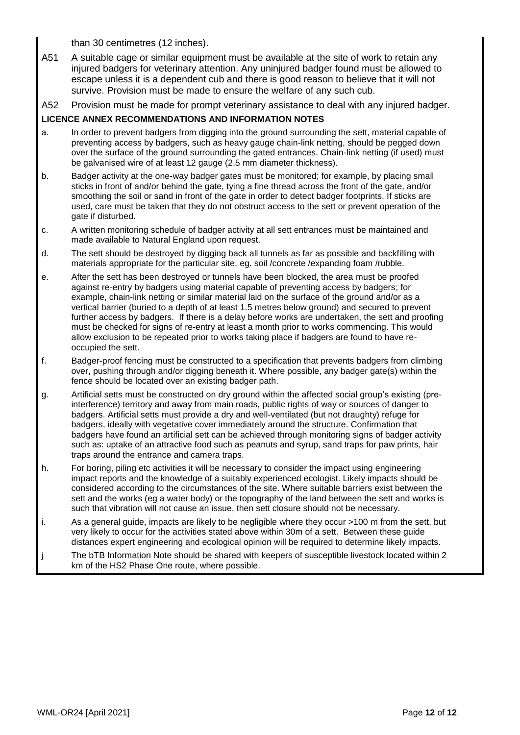than 30 centimetres (12 inches).

A51 A suitable cage or similar equipment must be available at the site of work to retain any injured badgers for veterinary attention. Any uninjured badger found must be allowed to escape unless it is a dependent cub and there is good reason to believe that it will not survive. Provision must be made to ensure the welfare of any such cub.

A52 Provision must be made for prompt veterinary assistance to deal with any injured badger.

**LICENCE ANNEX RECOMMENDATIONS AND INFORMATION NOTES**

a. In order to prevent badgers from digging into the ground surrounding the sett, material capable of preventing access by badgers, such as heavy gauge chain-link netting, should be pegged down over the surface of the ground surrounding the gated entrances. Chain-link netting (if used) must be galvanised wire of at least 12 gauge (2.5 mm diameter thickness).

b. Badger activity at the one-way badger gates must be monitored; for example, by placing small sticks in front of and/or behind the gate, tying a fine thread across the front of the gate, and/or smoothing the soil or sand in front of the gate in order to detect badger footprints. If sticks are used, care must be taken that they do not obstruct access to the sett or prevent operation of the gate if disturbed.

c. A written monitoring schedule of badger activity at all sett entrances must be maintained and made available to Natural England upon request.

d. The sett should be destroyed by digging back all tunnels as far as possible and backfilling with materials appropriate for the particular site, eg. soil /concrete /expanding foam /rubble.

e. After the sett has been destroyed or tunnels have been blocked, the area must be proofed against re-entry by badgers using material capable of preventing access by badgers; for example, chain-link netting or similar material laid on the surface of the ground and/or as a vertical barrier (buried to a depth of at least 1.5 metres below ground) and secured to prevent further access by badgers. If there is a delay before works are undertaken, the sett and proofing must be checked for signs of re-entry at least a month prior to works commencing. This would allow exclusion to be repeated prior to works taking place if badgers are found to have re-occupied the sett.

f. Badger-proof fencing must be constructed to a specification that prevents badgers from climbing over, pushing through and/or digging beneath it. Where possible, any badger gate(s) within the fence should be located over an existing badger path.

g. Artificial setts must be constructed on dry ground within the affected social group's existing (pre-interference) territory and away from main roads, public rights of way or sources of danger to badgers. Artificial setts must provide a dry and well-ventilated (but not draughty) refuge for badgers, ideally with vegetative cover immediately around the structure. Confirmation that badgers have found an artificial sett can be achieved through monitoring signs of badger activity such as: uptake of an attractive food such as peanuts and syrup, sand traps for paw prints, hair traps around the entrance and camera traps.

h. For boring, piling etc activities it will be necessary to consider the impact using engineering impact reports and the knowledge of a suitably experienced ecologist. Likely impacts should be considered according to the circumstances of the site. Where suitable barriers exist between the sett and the works (eg a water body) or the topography of the land between the sett and works is such that vibration will not cause an issue, then sett closure should not be necessary.

i. As a general guide, impacts are likely to be negligible where they occur >100 m from the sett, but very likely to occur for the activities stated above within 30m of a sett. Between these guide distances expert engineering and ecological opinion will be required to determine likely impacts.

j The bTB Information Note should be shared with keepers of susceptible livestock located within 2 km of the HS2 Phase One route, where possible.